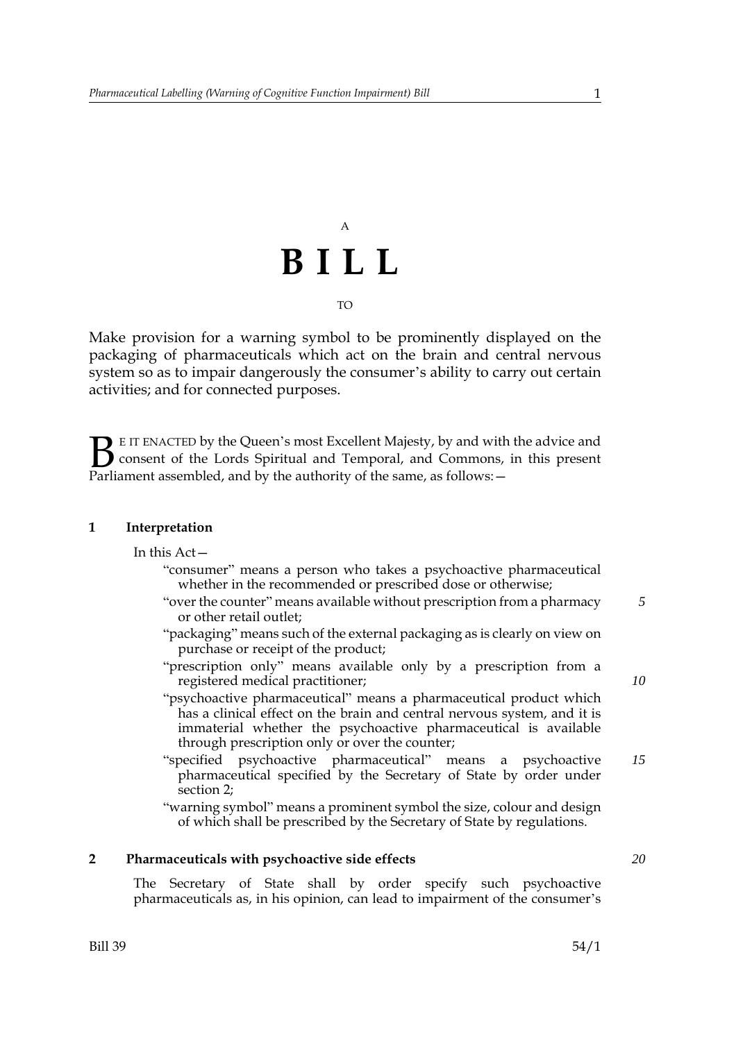A

# BILL

TO

Make provision for a warning symbol to be prominently displayed on the packaging of pharmaceuticals which act on the brain and central nervous system so as to impair dangerously the consumer's ability to carry out certain activities; and for connected purposes.

BE IT ENACTED by the Queen's most Excellent Majesty, by and with the advice and consent of the Lords Spiritual and Temporal, and Commons, in this present Parliament assembled, and by the authority of the same, as follows:—

## 1 Interpretation

In this Act—

"consumer" means a person who takes a psychoactive pharmaceutical whether in the recommended or prescribed dose or otherwise;

"over the counter" means available without prescription from a pharmacy or other retail outlet;

"packaging" means such of the external packaging as is clearly on view on purchase or receipt of the product;

"prescription only" means available only by a prescription from a registered medical practitioner;

"psychoactive pharmaceutical" means a pharmaceutical product which has a clinical effect on the brain and central nervous system, and it is immaterial whether the psychoactive pharmaceutical is available through prescription only or over the counter;

"specified psychoactive pharmaceutical" means a psychoactive pharmaceutical specified by the Secretary of State by order under section 2;

"warning symbol" means a prominent symbol the size, colour and design of which shall be prescribed by the Secretary of State by regulations.

## 2 Pharmaceuticals with psychoactive side effects

The Secretary of State shall by order specify such psychoactive pharmaceuticals as, in his opinion, can lead to impairment of the consumer's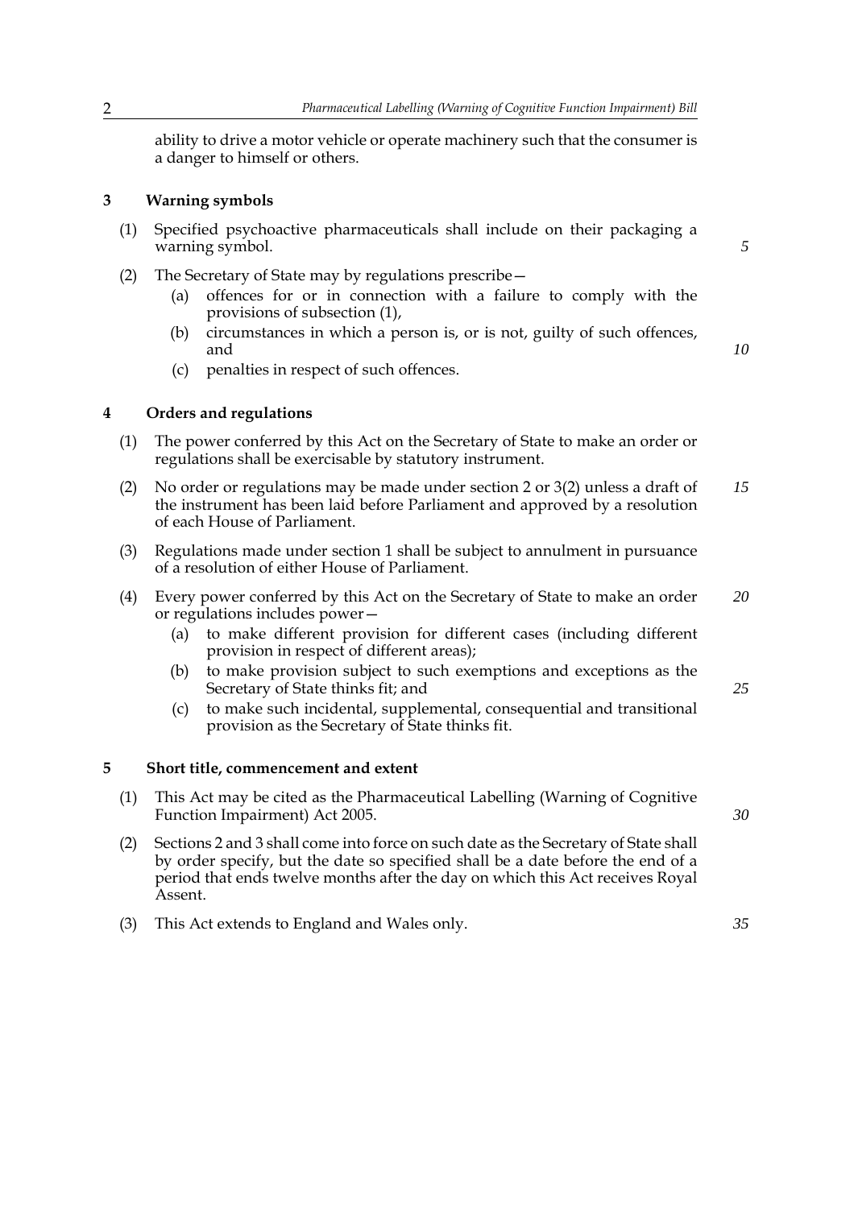ability to drive a motor vehicle or operate machinery such that the consumer is a danger to himself or others.

## 3 Warning symbols

(1) Specified psychoactive pharmaceuticals shall include on their packaging a warning symbol.

(2) The Secretary of State may by regulations prescribe—

(a) offences for or in connection with a failure to comply with the provisions of subsection (1),

(b) circumstances in which a person is, or is not, guilty of such offences, and

(c) penalties in respect of such offences.

## 4 Orders and regulations

(1) The power conferred by this Act on the Secretary of State to make an order or regulations shall be exercisable by statutory instrument.

(2) No order or regulations may be made under section 2 or 3(2) unless a draft of the instrument has been laid before Parliament and approved by a resolution of each House of Parliament.

(3) Regulations made under section 1 shall be subject to annulment in pursuance of a resolution of either House of Parliament.

(4) Every power conferred by this Act on the Secretary of State to make an order or regulations includes power—

(a) to make different provision for different cases (including different provision in respect of different areas);

(b) to make provision subject to such exemptions and exceptions as the Secretary of State thinks fit; and

(c) to make such incidental, supplemental, consequential and transitional provision as the Secretary of State thinks fit.

## 5 Short title, commencement and extent

(1) This Act may be cited as the Pharmaceutical Labelling (Warning of Cognitive Function Impairment) Act 2005.

(2) Sections 2 and 3 shall come into force on such date as the Secretary of State shall by order specify, but the date so specified shall be a date before the end of a period that ends twelve months after the day on which this Act receives Royal Assent.

(3) This Act extends to England and Wales only.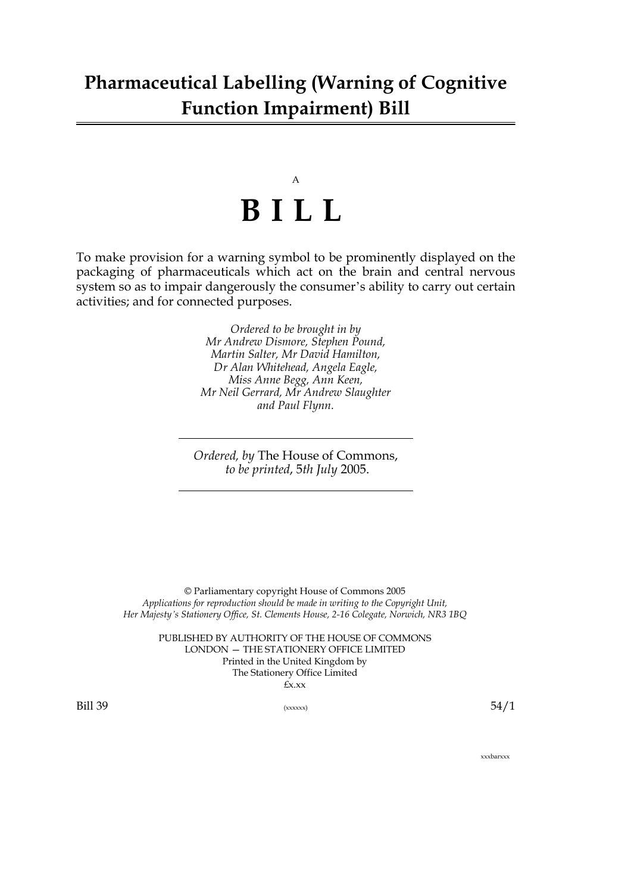# Pharmaceutical Labelling (Warning of Cognitive Function Impairment) Bill

A

# B I L L

To make provision for a warning symbol to be prominently displayed on the packaging of pharmaceuticals which act on the brain and central nervous system so as to impair dangerously the consumer's ability to carry out certain activities; and for connected purposes.

*Ordered to be brought in by Mr Andrew Dismore, Stephen Pound, Martin Salter, Mr David Hamilton, Dr Alan Whitehead, Angela Eagle, Miss Anne Begg, Ann Keen, Mr Neil Gerrard, Mr Andrew Slaughter and Paul Flynn.*

*Ordered, by* The House of Commons, *to be printed*, 5*th July* 2005.

© Parliamentary copyright House of Commons 2005
*Applications for reproduction should be made in writing to the Copyright Unit, Her Majesty's Stationery Office, St. Clements House, 2-16 Colegate, Norwich, NR3 1BQ*

PUBLISHED BY AUTHORITY OF THE HOUSE OF COMMONS
LONDON — THE STATIONERY OFFICE LIMITED
Printed in the United Kingdom by
The Stationery Office Limited
£x.xx

Bill 39 (xxxxxx) 54/1

xxxbarxxx